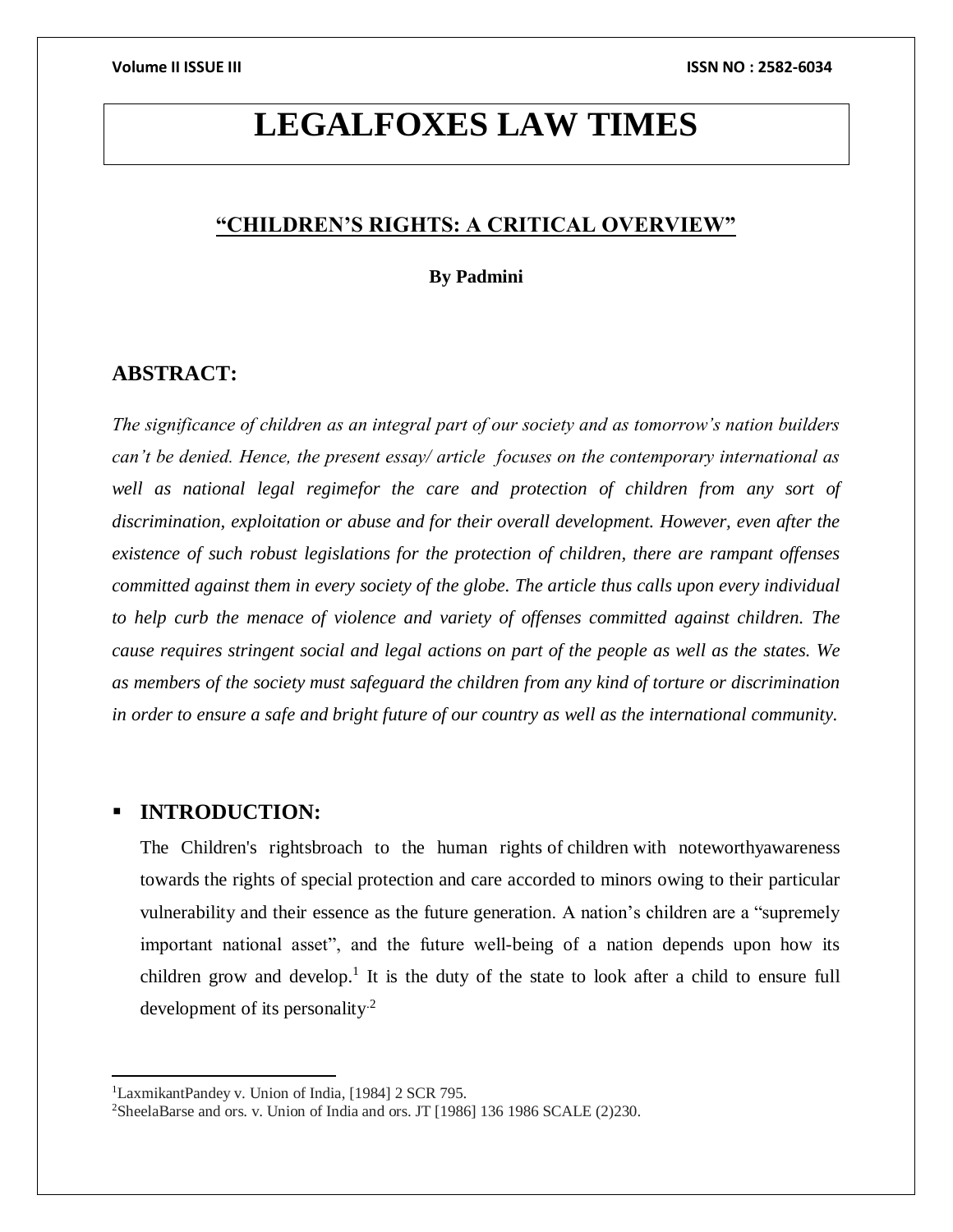# LEGALFOXES LAW TIMES

## "CHILDREN'S RIGHTS: A CRITICAL OVERVIEW"

**By Padmini**

## ABSTRACT:

*The significance of children as an integral part of our society and as tomorrow's nation builders can't be denied. Hence, the present essay/ article focuses on the contemporary international as well as national legal regimefor the care and protection of children from any sort of discrimination, exploitation or abuse and for their overall development. However, even after the existence of such robust legislations for the protection of children, there are rampant offenses committed against them in every society of the globe. The article thus calls upon every individual to help curb the menace of violence and variety of offenses committed against children. The cause requires stringent social and legal actions on part of the people as well as the states. We as members of the society must safeguard the children from any kind of torture or discrimination in order to ensure a safe and bright future of our country as well as the international community.*

## INTRODUCTION:

The Children's rightsbroach to the human rights of children with noteworthyawareness towards the rights of special protection and care accorded to minors owing to their particular vulnerability and their essence as the future generation. A nation's children are a "supremely important national asset", and the future well-being of a nation depends upon how its children grow and develop.[1] It is the duty of the state to look after a child to ensure full development of its personality.[2]

---

[1] LaxmikantPandey v. Union of India, [1984] 2 SCR 795.

[2] SheelaBarse and ors. v. Union of India and ors. JT [1986] 136 1986 SCALE (2)230.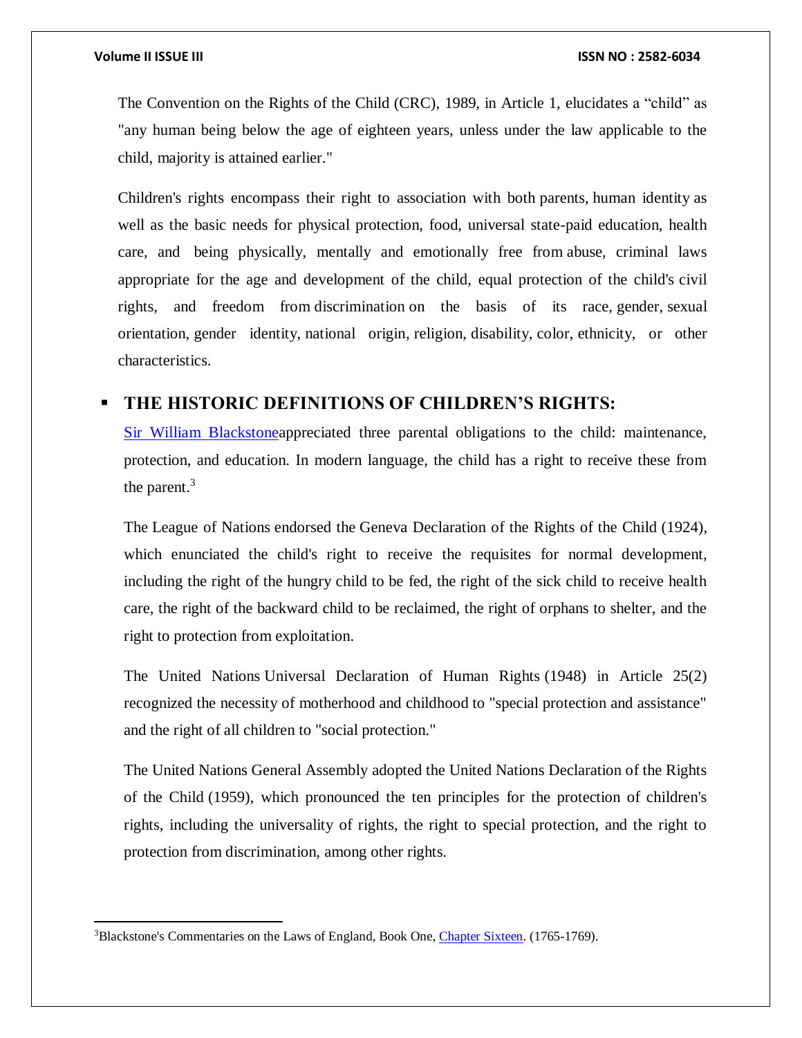The Convention on the Rights of the Child (CRC), 1989, in Article 1, elucidates a "child" as "any human being below the age of eighteen years, unless under the law applicable to the child, majority is attained earlier."

Children's rights encompass their right to association with both parents, human identity as well as the basic needs for physical protection, food, universal state-paid education, health care, and being physically, mentally and emotionally free from abuse, criminal laws appropriate for the age and development of the child, equal protection of the child's civil rights, and freedom from discrimination on the basis of its race, gender, sexual orientation, gender identity, national origin, religion, disability, color, ethnicity, or other characteristics.

## THE HISTORIC DEFINITIONS OF CHILDREN'S RIGHTS:

Sir William Blackstoneappreciated three parental obligations to the child: maintenance, protection, and education. In modern language, the child has a right to receive these from the parent.[3]

The League of Nations endorsed the Geneva Declaration of the Rights of the Child (1924), which enunciated the child's right to receive the requisites for normal development, including the right of the hungry child to be fed, the right of the sick child to receive health care, the right of the backward child to be reclaimed, the right of orphans to shelter, and the right to protection from exploitation.

The United Nations Universal Declaration of Human Rights (1948) in Article 25(2) recognized the necessity of motherhood and childhood to "special protection and assistance" and the right of all children to "social protection."

The United Nations General Assembly adopted the United Nations Declaration of the Rights of the Child (1959), which pronounced the ten principles for the protection of children's rights, including the universality of rights, the right to special protection, and the right to protection from discrimination, among other rights.

---

[3] Blackstone's Commentaries on the Laws of England, Book One, Chapter Sixteen. (1765-1769).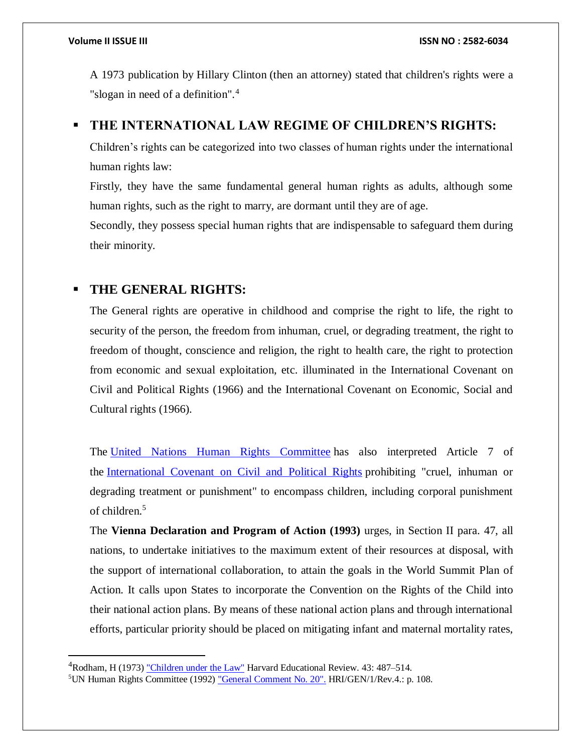A 1973 publication by Hillary Clinton (then an attorney) stated that children's rights were a "slogan in need of a definition".[4]

## THE INTERNATIONAL LAW REGIME OF CHILDREN'S RIGHTS:

Children's rights can be categorized into two classes of human rights under the international human rights law:

Firstly, they have the same fundamental general human rights as adults, although some human rights, such as the right to marry, are dormant until they are of age.

Secondly, they possess special human rights that are indispensable to safeguard them during their minority.

## THE GENERAL RIGHTS:

The General rights are operative in childhood and comprise the right to life, the right to security of the person, the freedom from inhuman, cruel, or degrading treatment, the right to freedom of thought, conscience and religion, the right to health care, the right to protection from economic and sexual exploitation, etc. illuminated in the International Covenant on Civil and Political Rights (1966) and the International Covenant on Economic, Social and Cultural rights (1966).

The United Nations Human Rights Committee has also interpreted Article 7 of the International Covenant on Civil and Political Rights prohibiting "cruel, inhuman or degrading treatment or punishment" to encompass children, including corporal punishment of children.[5]

The **Vienna Declaration and Program of Action (1993)** urges, in Section II para. 47, all nations, to undertake initiatives to the maximum extent of their resources at disposal, with the support of international collaboration, to attain the goals in the World Summit Plan of Action. It calls upon States to incorporate the Convention on the Rights of the Child into their national action plans. By means of these national action plans and through international efforts, particular priority should be placed on mitigating infant and maternal mortality rates,

---

[4] Rodham, H (1973) "Children under the Law" Harvard Educational Review. 43: 487–514.

[5] UN Human Rights Committee (1992) "General Comment No. 20". HRI/GEN/1/Rev.4.: p. 108.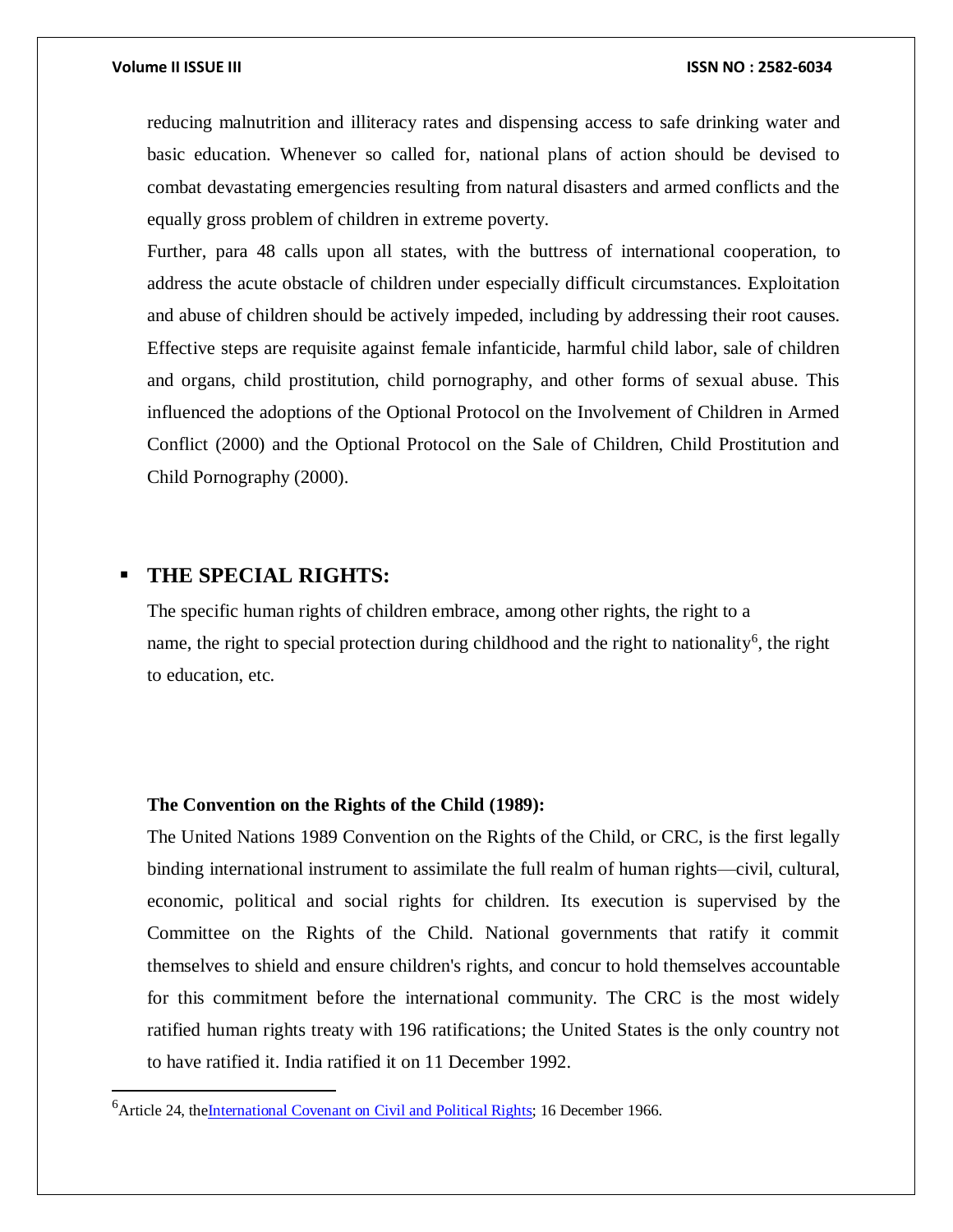reducing malnutrition and illiteracy rates and dispensing access to safe drinking water and basic education. Whenever so called for, national plans of action should be devised to combat devastating emergencies resulting from natural disasters and armed conflicts and the equally gross problem of children in extreme poverty.

Further, para 48 calls upon all states, with the buttress of international cooperation, to address the acute obstacle of children under especially difficult circumstances. Exploitation and abuse of children should be actively impeded, including by addressing their root causes. Effective steps are requisite against female infanticide, harmful child labor, sale of children and organs, child prostitution, child pornography, and other forms of sexual abuse. This influenced the adoptions of the Optional Protocol on the Involvement of Children in Armed Conflict (2000) and the Optional Protocol on the Sale of Children, Child Prostitution and Child Pornography (2000).

- **THE SPECIAL RIGHTS:**

The specific human rights of children embrace, among other rights, the right to a name, the right to special protection during childhood and the right to nationality[6], the right to education, etc.

**The Convention on the Rights of the Child (1989):**

The United Nations 1989 Convention on the Rights of the Child, or CRC, is the first legally binding international instrument to assimilate the full realm of human rights—civil, cultural, economic, political and social rights for children. Its execution is supervised by the Committee on the Rights of the Child. National governments that ratify it commit themselves to shield and ensure children's rights, and concur to hold themselves accountable for this commitment before the international community. The CRC is the most widely ratified human rights treaty with 196 ratifications; the United States is the only country not to have ratified it. India ratified it on 11 December 1992.

---

[6] Article 24, the International Covenant on Civil and Political Rights; 16 December 1966.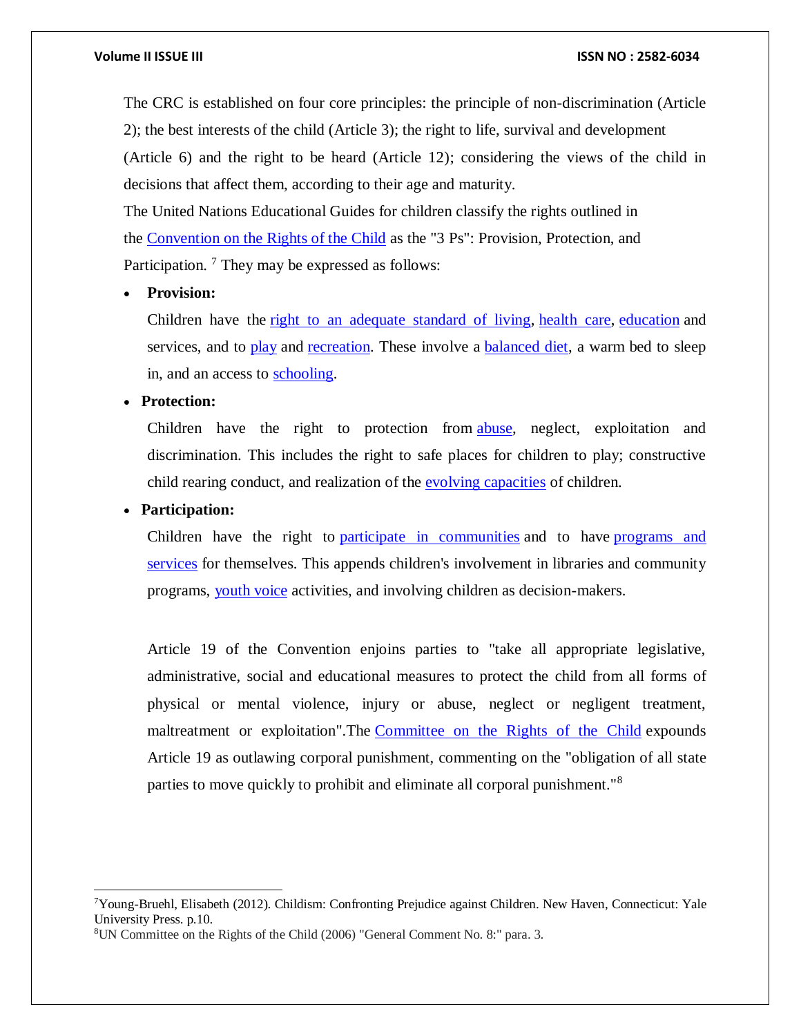The CRC is established on four core principles: the principle of non-discrimination (Article 2); the best interests of the child (Article 3); the right to life, survival and development (Article 6) and the right to be heard (Article 12); considering the views of the child in decisions that affect them, according to their age and maturity.

The United Nations Educational Guides for children classify the rights outlined in the Convention on the Rights of the Child as the "3 Ps": Provision, Protection, and Participation. [7] They may be expressed as follows:

- **Provision:**

  Children have the right to an adequate standard of living, health care, education and services, and to play and recreation. These involve a balanced diet, a warm bed to sleep in, and an access to schooling.

- **Protection:**

  Children have the right to protection from abuse, neglect, exploitation and discrimination. This includes the right to safe places for children to play; constructive child rearing conduct, and realization of the evolving capacities of children.

- **Participation:**

  Children have the right to participate in communities and to have programs and services for themselves. This appends children's involvement in libraries and community programs, youth voice activities, and involving children as decision-makers.

Article 19 of the Convention enjoins parties to "take all appropriate legislative, administrative, social and educational measures to protect the child from all forms of physical or mental violence, injury or abuse, neglect or negligent treatment, maltreatment or exploitation".The Committee on the Rights of the Child expounds Article 19 as outlawing corporal punishment, commenting on the "obligation of all state parties to move quickly to prohibit and eliminate all corporal punishment."[8]

---

[7] Young-Bruehl, Elisabeth (2012). Childism: Confronting Prejudice against Children. New Haven, Connecticut: Yale University Press. p.10.

[8] UN Committee on the Rights of the Child (2006) "General Comment No. 8:" para. 3.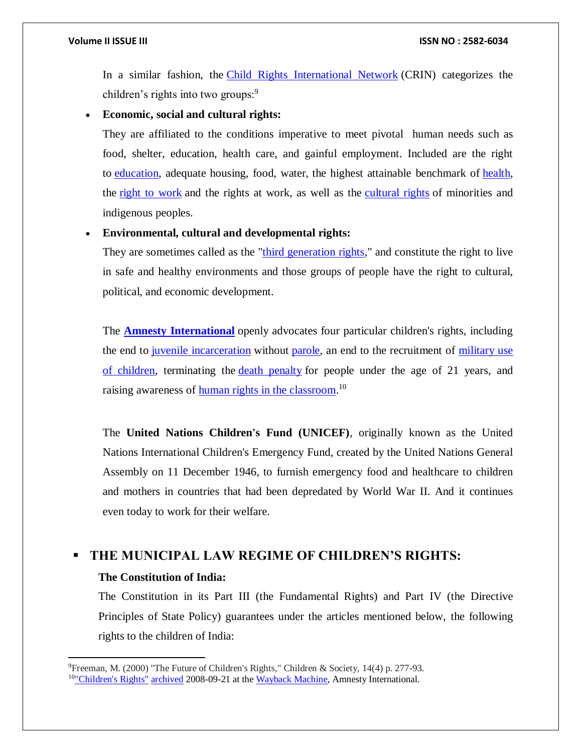In a similar fashion, the Child Rights International Network (CRIN) categorizes the children's rights into two groups:[9]

- **Economic, social and cultural rights:**

  They are affiliated to the conditions imperative to meet pivotal human needs such as food, shelter, education, health care, and gainful employment. Included are the right to education, adequate housing, food, water, the highest attainable benchmark of health, the right to work and the rights at work, as well as the cultural rights of minorities and indigenous peoples.

- **Environmental, cultural and developmental rights:**

  They are sometimes called as the "third generation rights," and constitute the right to live in safe and healthy environments and those groups of people have the right to cultural, political, and economic development.

The **Amnesty International** openly advocates four particular children's rights, including the end to juvenile incarceration without parole, an end to the recruitment of military use of children, terminating the death penalty for people under the age of 21 years, and raising awareness of human rights in the classroom.[10]

The **United Nations Children's Fund (UNICEF)**, originally known as the United Nations International Children's Emergency Fund, created by the United Nations General Assembly on 11 December 1946, to furnish emergency food and healthcare to children and mothers in countries that had been depredated by World War II. And it continues even today to work for their welfare.

## THE MUNICIPAL LAW REGIME OF CHILDREN'S RIGHTS:

### The Constitution of India:

The Constitution in its Part III (the Fundamental Rights) and Part IV (the Directive Principles of State Policy) guarantees under the articles mentioned below, the following rights to the children of India:

---

[9] Freeman, M. (2000) "The Future of Children's Rights," Children & Society, 14(4) p. 277-93.

[10] "Children's Rights" archived 2008-09-21 at the Wayback Machine, Amnesty International.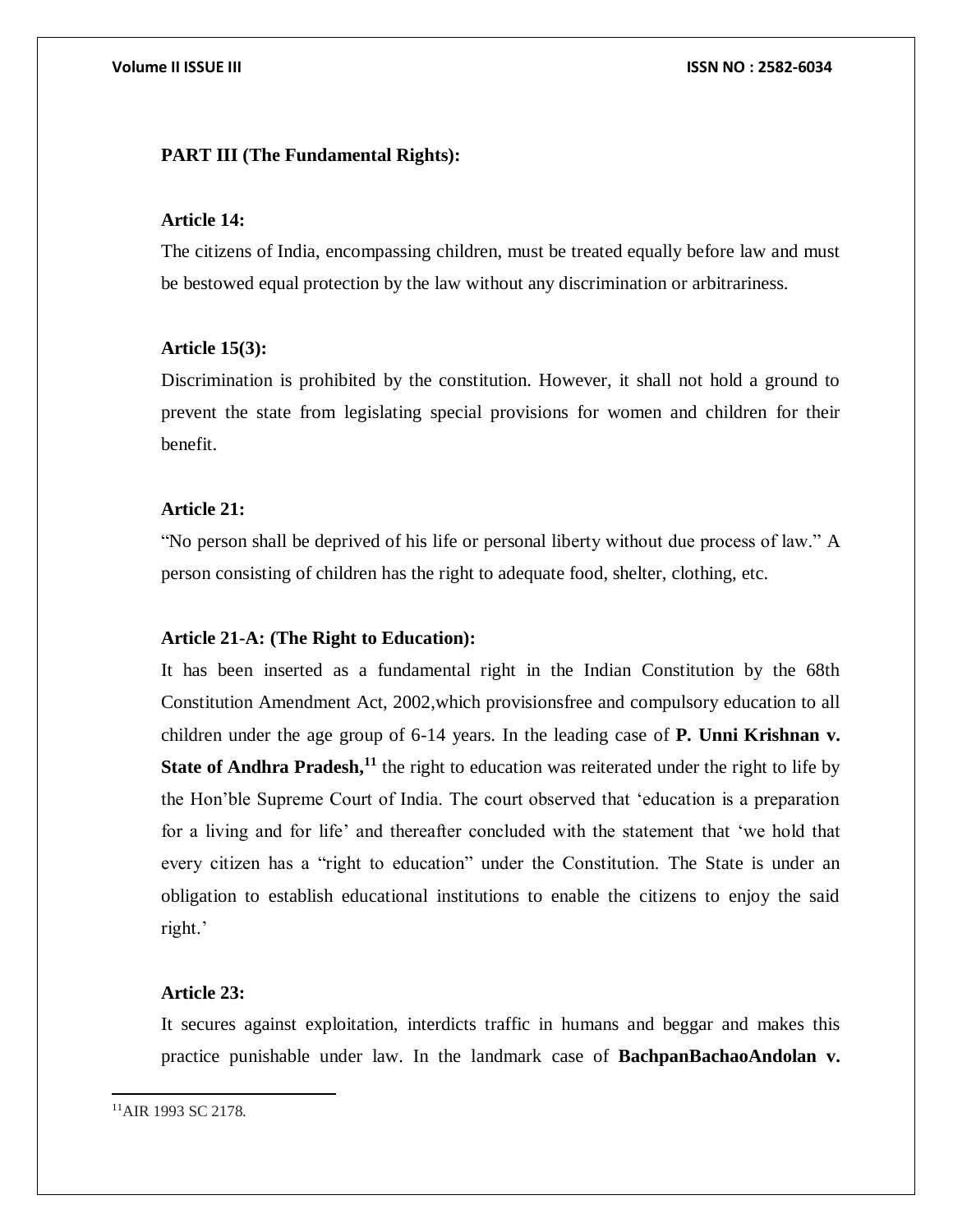**PART III (The Fundamental Rights):**

**Article 14:**

The citizens of India, encompassing children, must be treated equally before law and must be bestowed equal protection by the law without any discrimination or arbitrariness.

**Article 15(3):**

Discrimination is prohibited by the constitution. However, it shall not hold a ground to prevent the state from legislating special provisions for women and children for their benefit.

**Article 21:**

"No person shall be deprived of his life or personal liberty without due process of law." A person consisting of children has the right to adequate food, shelter, clothing, etc.

**Article 21-A: (The Right to Education):**

It has been inserted as a fundamental right in the Indian Constitution by the 68th Constitution Amendment Act, 2002,which provisionsfree and compulsory education to all children under the age group of 6-14 years. In the leading case of **P. Unni Krishnan v. State of Andhra Pradesh,**[11] the right to education was reiterated under the right to life by the Hon'ble Supreme Court of India. The court observed that 'education is a preparation for a living and for life' and thereafter concluded with the statement that 'we hold that every citizen has a "right to education" under the Constitution. The State is under an obligation to establish educational institutions to enable the citizens to enjoy the said right.'

**Article 23:**

It secures against exploitation, interdicts traffic in humans and beggar and makes this practice punishable under law. In the landmark case of **BachpanBachaoAndolan v.**

[11]AIR 1993 SC 2178.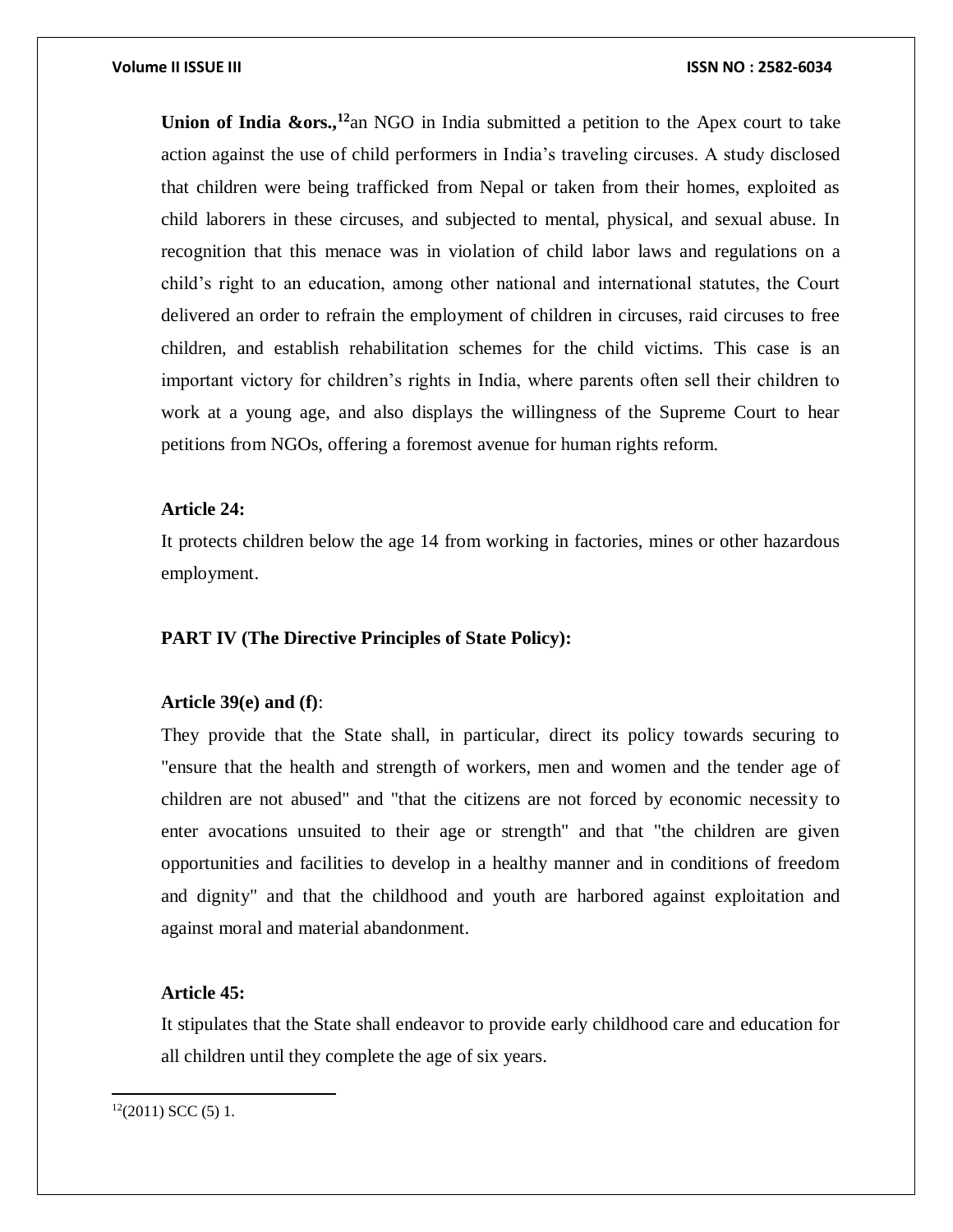**Union of India &ors.,**[12]an NGO in India submitted a petition to the Apex court to take action against the use of child performers in India's traveling circuses. A study disclosed that children were being trafficked from Nepal or taken from their homes, exploited as child laborers in these circuses, and subjected to mental, physical, and sexual abuse. In recognition that this menace was in violation of child labor laws and regulations on a child's right to an education, among other national and international statutes, the Court delivered an order to refrain the employment of children in circuses, raid circuses to free children, and establish rehabilitation schemes for the child victims. This case is an important victory for children's rights in India, where parents often sell their children to work at a young age, and also displays the willingness of the Supreme Court to hear petitions from NGOs, offering a foremost avenue for human rights reform.

**Article 24:**

It protects children below the age 14 from working in factories, mines or other hazardous employment.

**PART IV (The Directive Principles of State Policy):**

**Article 39(e) and (f)**:

They provide that the State shall, in particular, direct its policy towards securing to "ensure that the health and strength of workers, men and women and the tender age of children are not abused" and "that the citizens are not forced by economic necessity to enter avocations unsuited to their age or strength" and that "the children are given opportunities and facilities to develop in a healthy manner and in conditions of freedom and dignity" and that the childhood and youth are harbored against exploitation and against moral and material abandonment.

**Article 45:**

It stipulates that the State shall endeavor to provide early childhood care and education for all children until they complete the age of six years.

---

[12](2011) SCC (5) 1.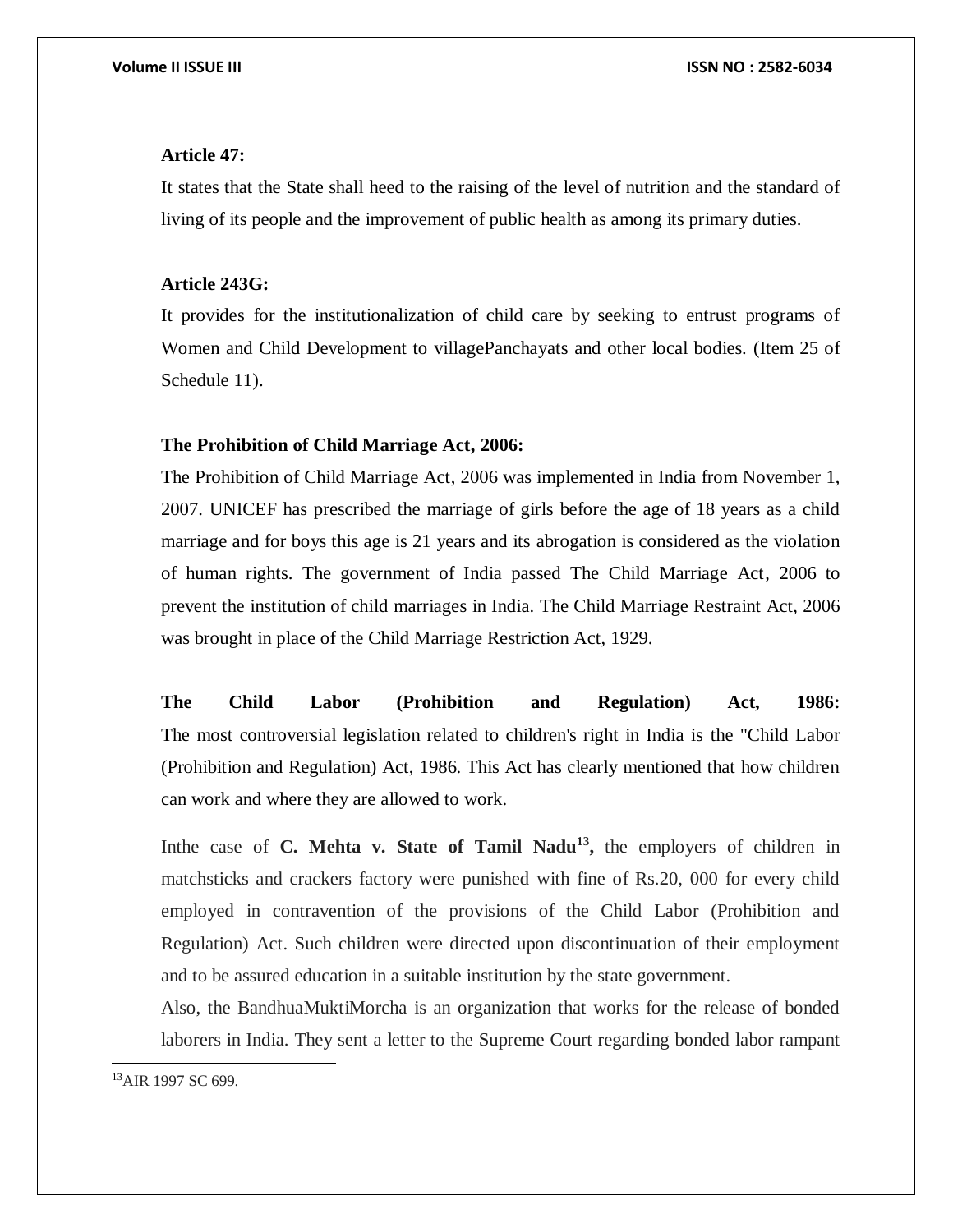**Article 47:**

It states that the State shall heed to the raising of the level of nutrition and the standard of living of its people and the improvement of public health as among its primary duties.

**Article 243G:**

It provides for the institutionalization of child care by seeking to entrust programs of Women and Child Development to villagePanchayats and other local bodies. (Item 25 of Schedule 11).

**The Prohibition of Child Marriage Act, 2006:**

The Prohibition of Child Marriage Act, 2006 was implemented in India from November 1, 2007. UNICEF has prescribed the marriage of girls before the age of 18 years as a child marriage and for boys this age is 21 years and its abrogation is considered as the violation of human rights. The government of India passed The Child Marriage Act, 2006 to prevent the institution of child marriages in India. The Child Marriage Restraint Act, 2006 was brought in place of the Child Marriage Restriction Act, 1929.

**The Child Labor (Prohibition and Regulation) Act, 1986:**

The most controversial legislation related to children's right in India is the "Child Labor (Prohibition and Regulation) Act, 1986. This Act has clearly mentioned that how children can work and where they are allowed to work.

Inthe case of **C. Mehta v. State of Tamil Nadu**[13]**,** the employers of children in matchsticks and crackers factory were punished with fine of Rs.20, 000 for every child employed in contravention of the provisions of the Child Labor (Prohibition and Regulation) Act. Such children were directed upon discontinuation of their employment and to be assured education in a suitable institution by the state government.

Also, the BandhuaMuktiMorcha is an organization that works for the release of bonded laborers in India. They sent a letter to the Supreme Court regarding bonded labor rampant

[13]AIR 1997 SC 699.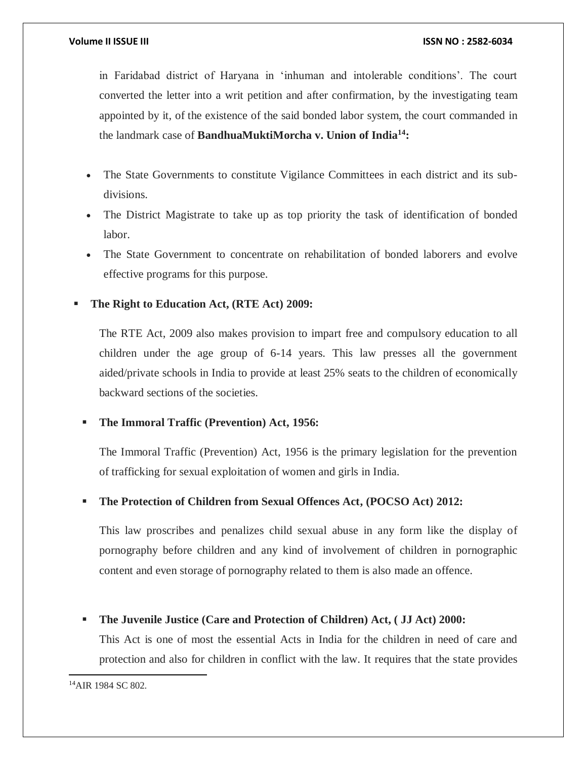in Faridabad district of Haryana in 'inhuman and intolerable conditions'. The court converted the letter into a writ petition and after confirmation, by the investigating team appointed by it, of the existence of the said bonded labor system, the court commanded in the landmark case of **BandhuaMuktiMorcha v. Union of India[14]:**

- The State Governments to constitute Vigilance Committees in each district and its sub-divisions.
- The District Magistrate to take up as top priority the task of identification of bonded labor.
- The State Government to concentrate on rehabilitation of bonded laborers and evolve effective programs for this purpose.

- **The Right to Education Act, (RTE Act) 2009:**

The RTE Act, 2009 also makes provision to impart free and compulsory education to all children under the age group of 6-14 years. This law presses all the government aided/private schools in India to provide at least 25% seats to the children of economically backward sections of the societies.

- **The Immoral Traffic (Prevention) Act, 1956:**

The Immoral Traffic (Prevention) Act, 1956 is the primary legislation for the prevention of trafficking for sexual exploitation of women and girls in India.

- **The Protection of Children from Sexual Offences Act, (POCSO Act) 2012:**

This law proscribes and penalizes child sexual abuse in any form like the display of pornography before children and any kind of involvement of children in pornographic content and even storage of pornography related to them is also made an offence.

- **The Juvenile Justice (Care and Protection of Children) Act, ( JJ Act) 2000:**

This Act is one of most the essential Acts in India for the children in need of care and protection and also for children in conflict with the law. It requires that the state provides

---

[14]AIR 1984 SC 802.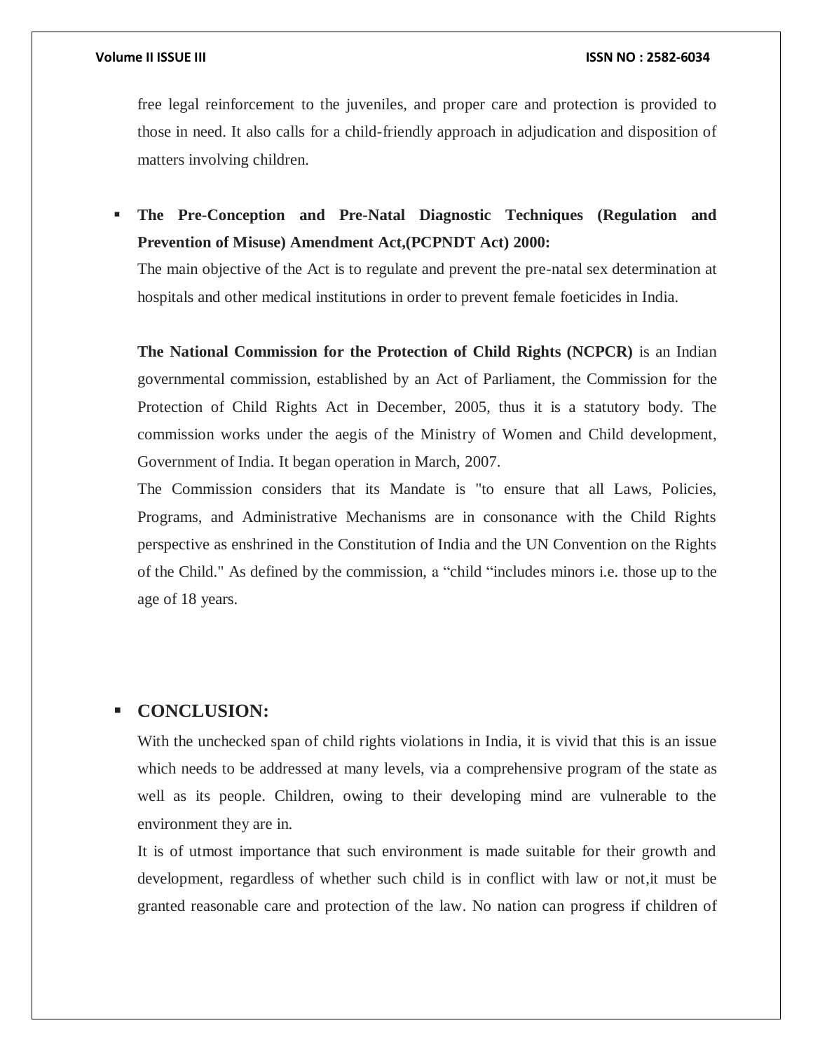free legal reinforcement to the juveniles, and proper care and protection is provided to those in need. It also calls for a child-friendly approach in adjudication and disposition of matters involving children.

- **The Pre-Conception and Pre-Natal Diagnostic Techniques (Regulation and Prevention of Misuse) Amendment Act,(PCPNDT Act) 2000:**

  The main objective of the Act is to regulate and prevent the pre-natal sex determination at hospitals and other medical institutions in order to prevent female foeticides in India.

  **The National Commission for the Protection of Child Rights (NCPCR)** is an Indian governmental commission, established by an Act of Parliament, the Commission for the Protection of Child Rights Act in December, 2005, thus it is a statutory body. The commission works under the aegis of the Ministry of Women and Child development, Government of India. It began operation in March, 2007.

  The Commission considers that its Mandate is "to ensure that all Laws, Policies, Programs, and Administrative Mechanisms are in consonance with the Child Rights perspective as enshrined in the Constitution of India and the UN Convention on the Rights of the Child." As defined by the commission, a "child "includes minors i.e. those up to the age of 18 years.

- ## CONCLUSION:

With the unchecked span of child rights violations in India, it is vivid that this is an issue which needs to be addressed at many levels, via a comprehensive program of the state as well as its people. Children, owing to their developing mind are vulnerable to the environment they are in.

It is of utmost importance that such environment is made suitable for their growth and development, regardless of whether such child is in conflict with law or not,it must be granted reasonable care and protection of the law. No nation can progress if children of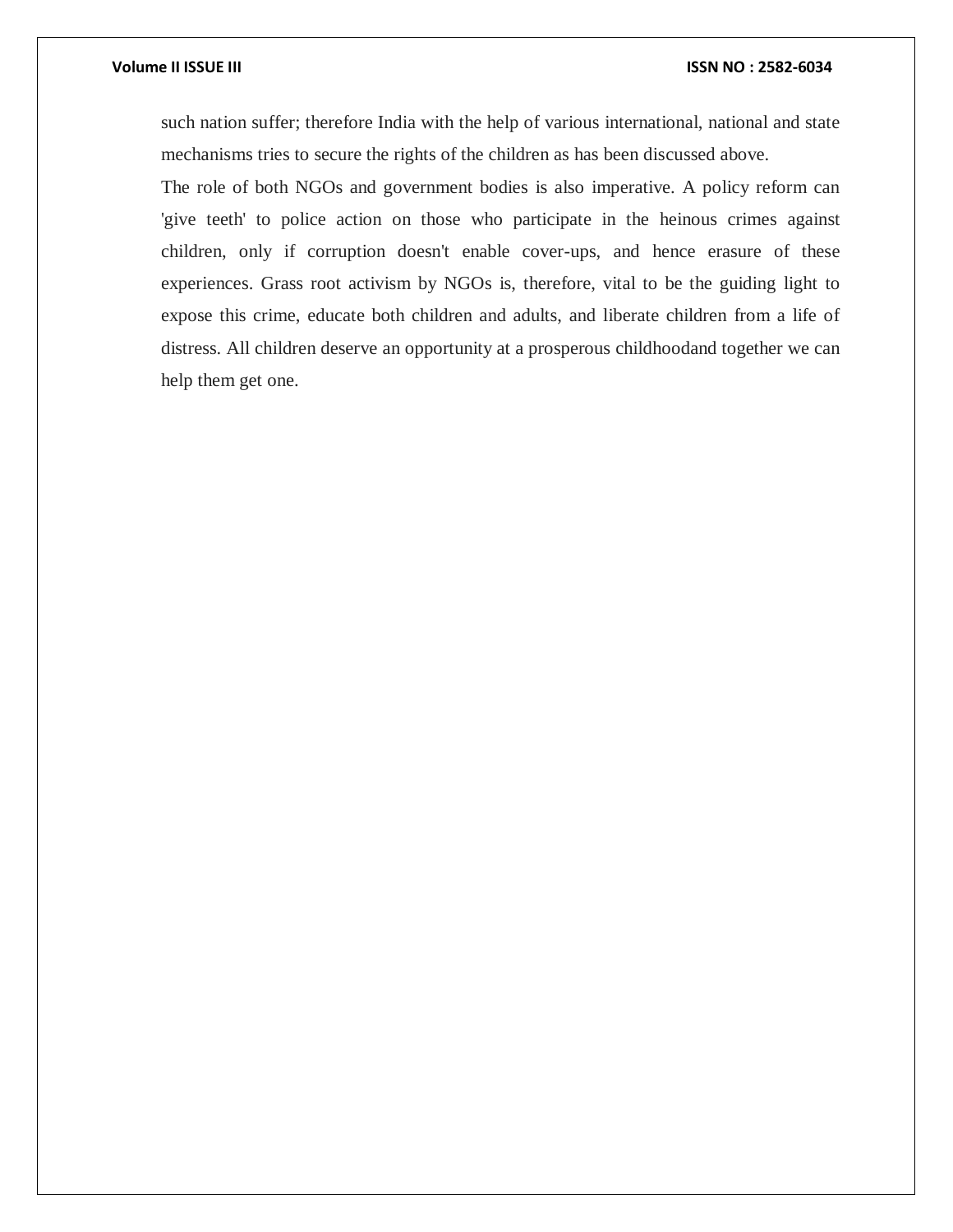such nation suffer; therefore India with the help of various international, national and state mechanisms tries to secure the rights of the children as has been discussed above.

The role of both NGOs and government bodies is also imperative. A policy reform can 'give teeth' to police action on those who participate in the heinous crimes against children, only if corruption doesn't enable cover-ups, and hence erasure of these experiences. Grass root activism by NGOs is, therefore, vital to be the guiding light to expose this crime, educate both children and adults, and liberate children from a life of distress. All children deserve an opportunity at a prosperous childhoodand together we can help them get one.